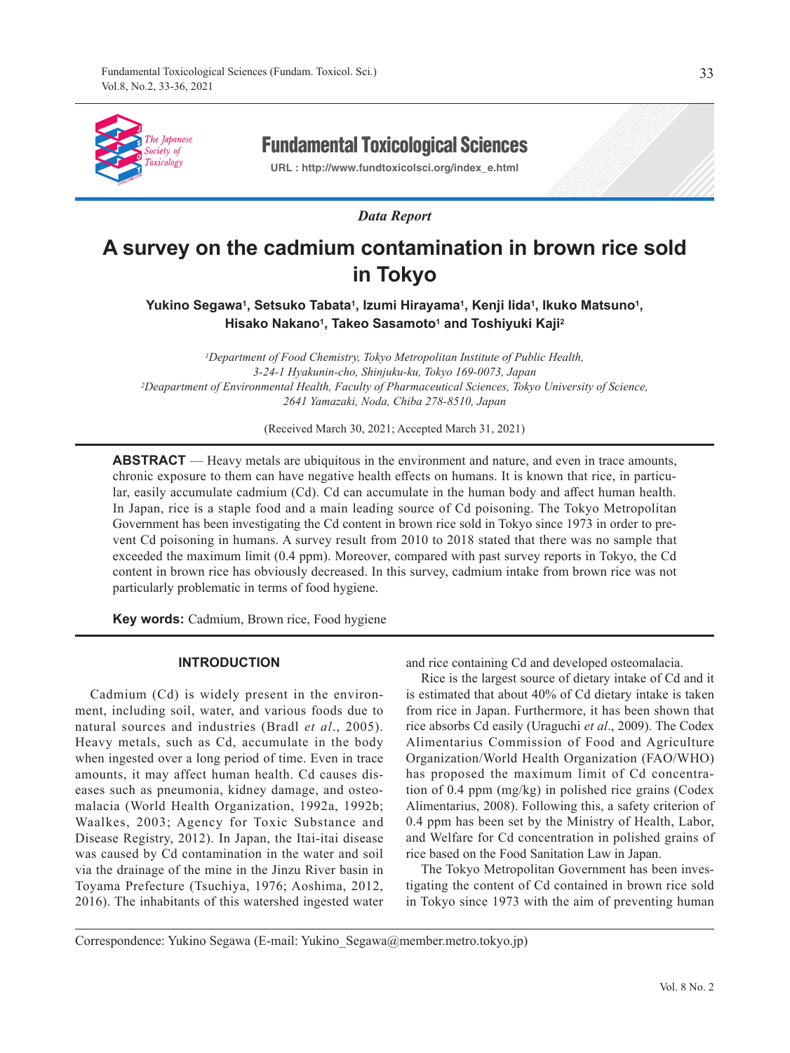*Data Report*

# A survey on the cadmium contamination in brown rice sold in Tokyo

**Yukino Segawa[1], Setsuko Tabata[1], Izumi Hirayama[1], Kenji Iida[1], Ikuko Matsuno[1], Hisako Nakano[1], Takeo Sasamoto[1] and Toshiyuki Kaji[2]**

*[1]Department of Food Chemistry, Tokyo Metropolitan Institute of Public Health, 3-24-1 Hyakunin-cho, Shinjuku-ku, Tokyo 169-0073, Japan*
*[2]Deapartment of Environmental Health, Faculty of Pharmaceutical Sciences, Tokyo University of Science, 2641 Yamazaki, Noda, Chiba 278-8510, Japan*

(Received March 30, 2021; Accepted March 31, 2021)

**ABSTRACT** — Heavy metals are ubiquitous in the environment and nature, and even in trace amounts, chronic exposure to them can have negative health effects on humans. It is known that rice, in particular, easily accumulate cadmium (Cd). Cd can accumulate in the human body and affect human health. In Japan, rice is a staple food and a main leading source of Cd poisoning. The Tokyo Metropolitan Government has been investigating the Cd content in brown rice sold in Tokyo since 1973 in order to prevent Cd poisoning in humans. A survey result from 2010 to 2018 stated that there was no sample that exceeded the maximum limit (0.4 ppm). Moreover, compared with past survey reports in Tokyo, the Cd content in brown rice has obviously decreased. In this survey, cadmium intake from brown rice was not particularly problematic in terms of food hygiene.

**Key words:** Cadmium, Brown rice, Food hygiene

## INTRODUCTION

Cadmium (Cd) is widely present in the environment, including soil, water, and various foods due to natural sources and industries (Bradl *et al*., 2005). Heavy metals, such as Cd, accumulate in the body when ingested over a long period of time. Even in trace amounts, it may affect human health. Cd causes diseases such as pneumonia, kidney damage, and osteomalacia (World Health Organization, 1992a, 1992b; Waalkes, 2003; Agency for Toxic Substance and Disease Registry, 2012). In Japan, the Itai-itai disease was caused by Cd contamination in the water and soil via the drainage of the mine in the Jinzu River basin in Toyama Prefecture (Tsuchiya, 1976; Aoshima, 2012, 2016). The inhabitants of this watershed ingested water and rice containing Cd and developed osteomalacia.

Rice is the largest source of dietary intake of Cd and it is estimated that about 40% of Cd dietary intake is taken from rice in Japan. Furthermore, it has been shown that rice absorbs Cd easily (Uraguchi *et al*., 2009). The Codex Alimentarius Commission of Food and Agriculture Organization/World Health Organization (FAO/WHO) has proposed the maximum limit of Cd concentration of 0.4 ppm (mg/kg) in polished rice grains (Codex Alimentarius, 2008). Following this, a safety criterion of 0.4 ppm has been set by the Ministry of Health, Labor, and Welfare for Cd concentration in polished grains of rice based on the Food Sanitation Law in Japan.

The Tokyo Metropolitan Government has been investigating the content of Cd contained in brown rice sold in Tokyo since 1973 with the aim of preventing human

Correspondence: Yukino Segawa (E-mail: Yukino_Segawa@member.metro.tokyo.jp)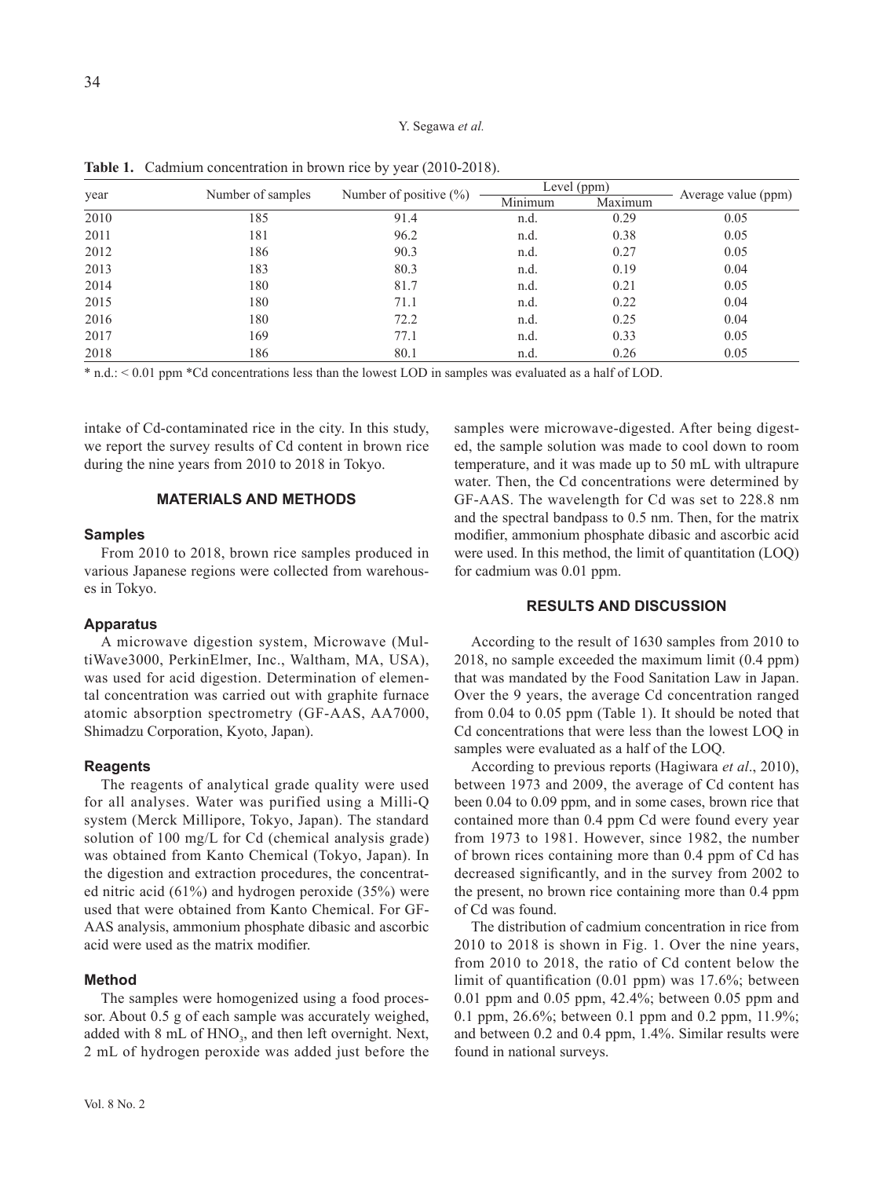**Table 1.** Cadmium concentration in brown rice by year (2010-2018).

| year | Number of samples | Number of positive (%) | Level (ppm) | | Average value (ppm) |
|---|---|---|---|---|---|
| | | | Minimum | Maximum | |
| 2010 | 185 | 91.4 | n.d. | 0.29 | 0.05 |
| 2011 | 181 | 96.2 | n.d. | 0.38 | 0.05 |
| 2012 | 186 | 90.3 | n.d. | 0.27 | 0.05 |
| 2013 | 183 | 80.3 | n.d. | 0.19 | 0.04 |
| 2014 | 180 | 81.7 | n.d. | 0.21 | 0.05 |
| 2015 | 180 | 71.1 | n.d. | 0.22 | 0.04 |
| 2016 | 180 | 72.2 | n.d. | 0.25 | 0.04 |
| 2017 | 169 | 77.1 | n.d. | 0.33 | 0.05 |
| 2018 | 186 | 80.1 | n.d. | 0.26 | 0.05 |

* n.d.: < 0.01 ppm *Cd concentrations less than the lowest LOD in samples was evaluated as a half of LOD.

intake of Cd-contaminated rice in the city. In this study, we report the survey results of Cd content in brown rice during the nine years from 2010 to 2018 in Tokyo.

## MATERIALS AND METHODS

### Samples

From 2010 to 2018, brown rice samples produced in various Japanese regions were collected from warehouses in Tokyo.

### Apparatus

A microwave digestion system, Microwave (MultiWave3000, PerkinElmer, Inc., Waltham, MA, USA), was used for acid digestion. Determination of elemental concentration was carried out with graphite furnace atomic absorption spectrometry (GF-AAS, AA7000, Shimadzu Corporation, Kyoto, Japan).

### Reagents

The reagents of analytical grade quality were used for all analyses. Water was purified using a Milli-Q system (Merck Millipore, Tokyo, Japan). The standard solution of 100 mg/L for Cd (chemical analysis grade) was obtained from Kanto Chemical (Tokyo, Japan). In the digestion and extraction procedures, the concentrated nitric acid (61%) and hydrogen peroxide (35%) were used that were obtained from Kanto Chemical. For GF-AAS analysis, ammonium phosphate dibasic and ascorbic acid were used as the matrix modifier.

### Method

The samples were homogenized using a food processor. About 0.5 g of each sample was accurately weighed, added with 8 mL of $HNO_3$, and then left overnight. Next, 2 mL of hydrogen peroxide was added just before the samples were microwave-digested. After being digested, the sample solution was made to cool down to room temperature, and it was made up to 50 mL with ultrapure water. Then, the Cd concentrations were determined by GF-AAS. The wavelength for Cd was set to 228.8 nm and the spectral bandpass to 0.5 nm. Then, for the matrix modifier, ammonium phosphate dibasic and ascorbic acid were used. In this method, the limit of quantitation (LOQ) for cadmium was 0.01 ppm.

## RESULTS AND DISCUSSION

According to the result of 1630 samples from 2010 to 2018, no sample exceeded the maximum limit (0.4 ppm) that was mandated by the Food Sanitation Law in Japan. Over the 9 years, the average Cd concentration ranged from 0.04 to 0.05 ppm (Table 1). It should be noted that Cd concentrations that were less than the lowest LOQ in samples were evaluated as a half of the LOQ.

According to previous reports (Hagiwara *et al*., 2010), between 1973 and 2009, the average of Cd content has been 0.04 to 0.09 ppm, and in some cases, brown rice that contained more than 0.4 ppm Cd were found every year from 1973 to 1981. However, since 1982, the number of brown rices containing more than 0.4 ppm of Cd has decreased significantly, and in the survey from 2002 to the present, no brown rice containing more than 0.4 ppm of Cd was found.

The distribution of cadmium concentration in rice from 2010 to 2018 is shown in Fig. 1. Over the nine years, from 2010 to 2018, the ratio of Cd content below the limit of quantification (0.01 ppm) was 17.6%; between 0.01 ppm and 0.05 ppm, 42.4%; between 0.05 ppm and 0.1 ppm, 26.6%; between 0.1 ppm and 0.2 ppm, 11.9%; and between 0.2 and 0.4 ppm, 1.4%. Similar results were found in national surveys.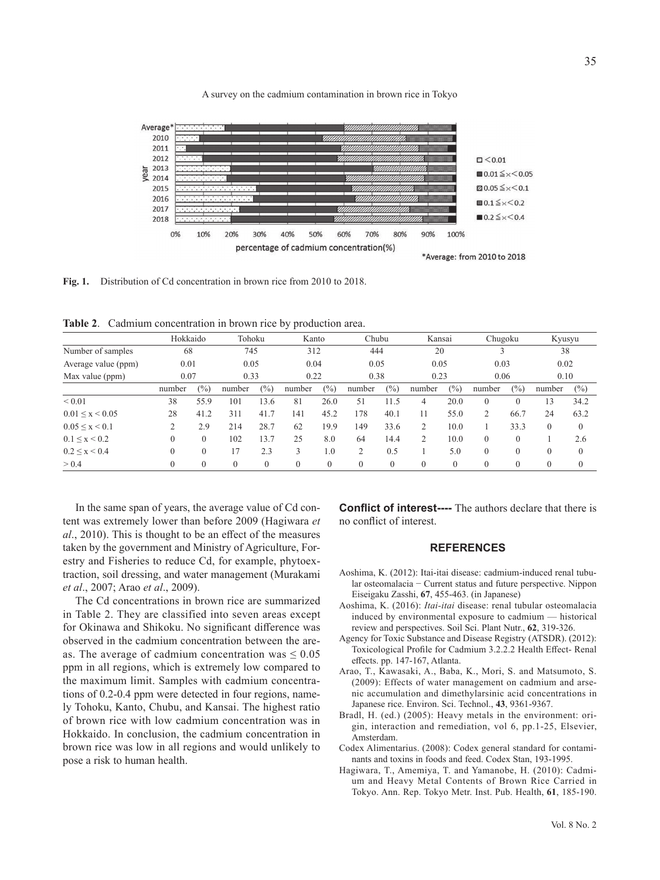**Fig. 1.** Distribution of Cd concentration in brown rice from 2010 to 2018.

**Table 2**. Cadmium concentration in brown rice by production area.

| | Hokkaido | | Tohoku | | Kanto | | Chubu | | Kansai | | Chugoku | | Kyusyu | |
|---|---|---|---|---|---|---|---|---|---|---|---|---|---|---|
| Number of samples | 68 | | 745 | | 312 | | 444 | | 20 | | 3 | | 38 | |
| Average value (ppm) | 0.01 | | 0.05 | | 0.04 | | 0.05 | | 0.05 | | 0.03 | | 0.02 | |
| Max value (ppm) | 0.07 | | 0.33 | | 0.22 | | 0.38 | | 0.23 | | 0.06 | | 0.10 | |
| | number | (%) | number | (%) | number | (%) | number | (%) | number | (%) | number | (%) | number | (%) |
| < 0.01 | 38 | 55.9 | 101 | 13.6 | 81 | 26.0 | 51 | 11.5 | 4 | 20.0 | 0 | 0 | 13 | 34.2 |
| $0.01 \leq x < 0.05$ | 28 | 41.2 | 311 | 41.7 | 141 | 45.2 | 178 | 40.1 | 11 | 55.0 | 2 | 66.7 | 24 | 63.2 |
| $0.05 \leq x < 0.1$ | 2 | 2.9 | 214 | 28.7 | 62 | 19.9 | 149 | 33.6 | 2 | 10.0 | 1 | 33.3 | 0 | 0 |
| $0.1 \leq x < 0.2$ | 0 | 0 | 102 | 13.7 | 25 | 8.0 | 64 | 14.4 | 2 | 10.0 | 0 | 0 | 1 | 2.6 |
| $0.2 \leq x < 0.4$ | 0 | 0 | 17 | 2.3 | 3 | 1.0 | 2 | 0.5 | 1 | 5.0 | 0 | 0 | 0 | 0 |
| > 0.4 | 0 | 0 | 0 | 0 | 0 | 0 | 0 | 0 | 0 | 0 | 0 | 0 | 0 | 0 |

In the same span of years, the average value of Cd content was extremely lower than before 2009 (Hagiwara *et al*., 2010). This is thought to be an effect of the measures taken by the government and Ministry of Agriculture, Forestry and Fisheries to reduce Cd, for example, phytoextraction, soil dressing, and water management (Murakami *et al*., 2007; Arao *et al*., 2009).

The Cd concentrations in brown rice are summarized in Table 2. They are classified into seven areas except for Okinawa and Shikoku. No significant difference was observed in the cadmium concentration between the areas. The average of cadmium concentration was $\leq 0.05$ ppm in all regions, which is extremely low compared to the maximum limit. Samples with cadmium concentrations of 0.2-0.4 ppm were detected in four regions, namely Tohoku, Kanto, Chubu, and Kansai. The highest ratio of brown rice with low cadmium concentration was in Hokkaido. In conclusion, the cadmium concentration in brown rice was low in all regions and would unlikely to pose a risk to human health.

**Conflict of interest----** The authors declare that there is no conflict of interest.

## REFERENCES

Aoshima, K. (2012): Itai-itai disease: cadmium-induced renal tubular osteomalacia − Current status and future perspective. Nippon Eiseigaku Zasshi, **67**, 455-463. (in Japanese)

Aoshima, K. (2016): *Itai-itai* disease: renal tubular osteomalacia induced by environmental exposure to cadmium — historical review and perspectives. Soil Sci. Plant Nutr., **62**, 319-326.

Agency for Toxic Substance and Disease Registry (ATSDR). (2012): Toxicological Profile for Cadmium 3.2.2.2 Health Effect- Renal effects. pp. 147-167, Atlanta.

Arao, T., Kawasaki, A., Baba, K., Mori, S. and Matsumoto, S. (2009): Effects of water management on cadmium and arsenic accumulation and dimethylarsinic acid concentrations in Japanese rice. Environ. Sci. Technol., **43**, 9361-9367.

Bradl, H. (ed.) (2005): Heavy metals in the environment: origin, interaction and remediation, vol 6, pp.1-25, Elsevier, Amsterdam.

Codex Alimentarius. (2008): Codex general standard for contaminants and toxins in foods and feed. Codex Stan, 193-1995.

Hagiwara, T., Amemiya, T. and Yamanobe, H. (2010): Cadmium and Heavy Metal Contents of Brown Rice Carried in Tokyo. Ann. Rep. Tokyo Metr. Inst. Pub. Health, **61**, 185-190.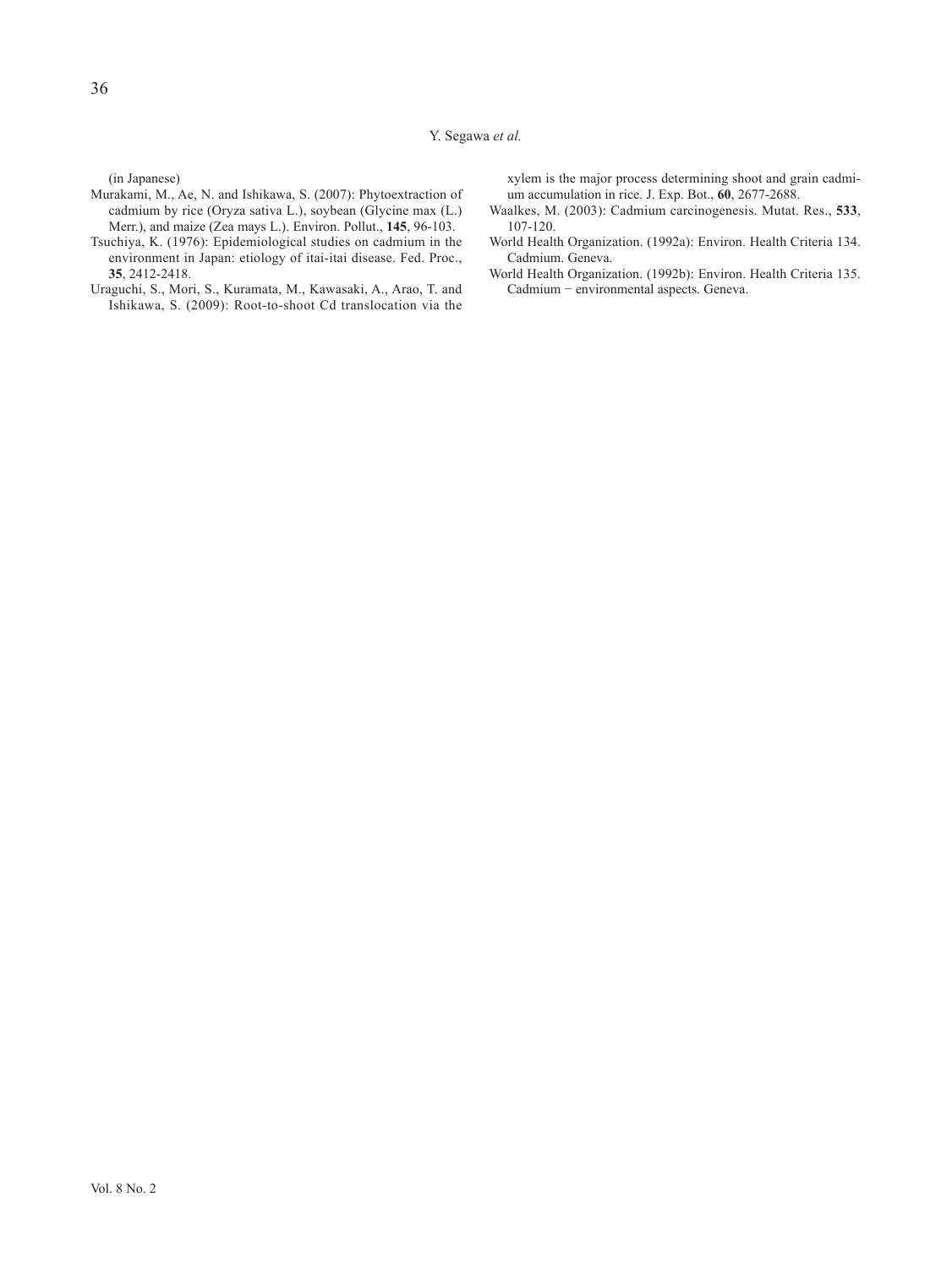(in Japanese)

Murakami, M., Ae, N. and Ishikawa, S. (2007): Phytoextraction of cadmium by rice (Oryza sativa L.), soybean (Glycine max (L.) Merr.), and maize (Zea mays L.). Environ. Pollut., **145**, 96-103.

Tsuchiya, K. (1976): Epidemiological studies on cadmium in the environment in Japan: etiology of itai-itai disease. Fed. Proc., **35**, 2412-2418.

Uraguchi, S., Mori, S., Kuramata, M., Kawasaki, A., Arao, T. and Ishikawa, S. (2009): Root-to-shoot Cd translocation via the xylem is the major process determining shoot and grain cadmium accumulation in rice. J. Exp. Bot., **60**, 2677-2688.

Waalkes, M. (2003): Cadmium carcinogenesis. Mutat. Res., **533**, 107-120.

World Health Organization. (1992a): Environ. Health Criteria 134. Cadmium. Geneva.

World Health Organization. (1992b): Environ. Health Criteria 135. Cadmium − environmental aspects. Geneva.